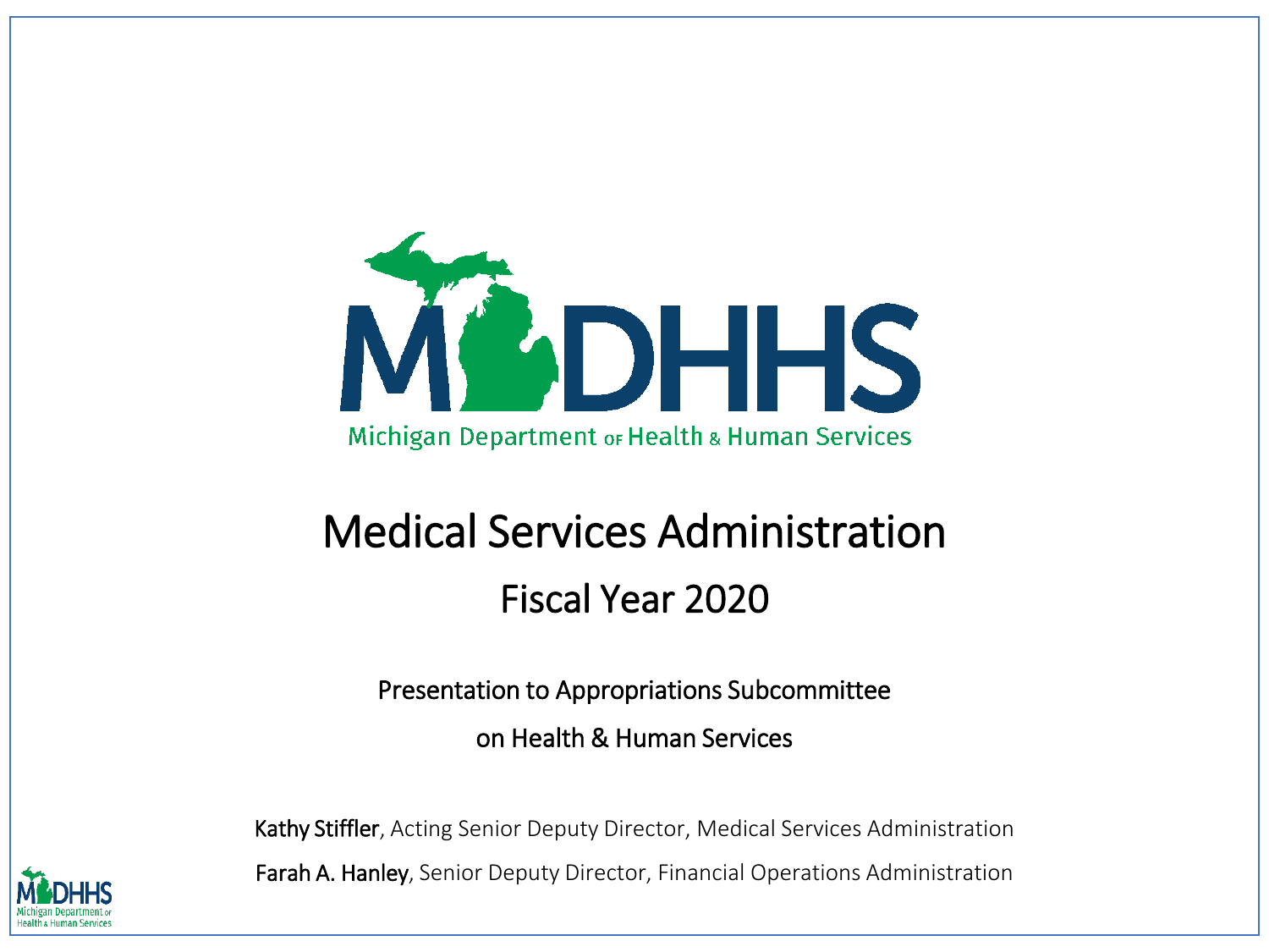MDHHS

Michigan Department of Health & Human Services

# Medical Services Administration

## Fiscal Year 2020

Presentation to Appropriations Subcommittee

on Health & Human Services

**Kathy Stiffler**, Acting Senior Deputy Director, Medical Services Administration

**Farah A. Hanley**, Senior Deputy Director, Financial Operations Administration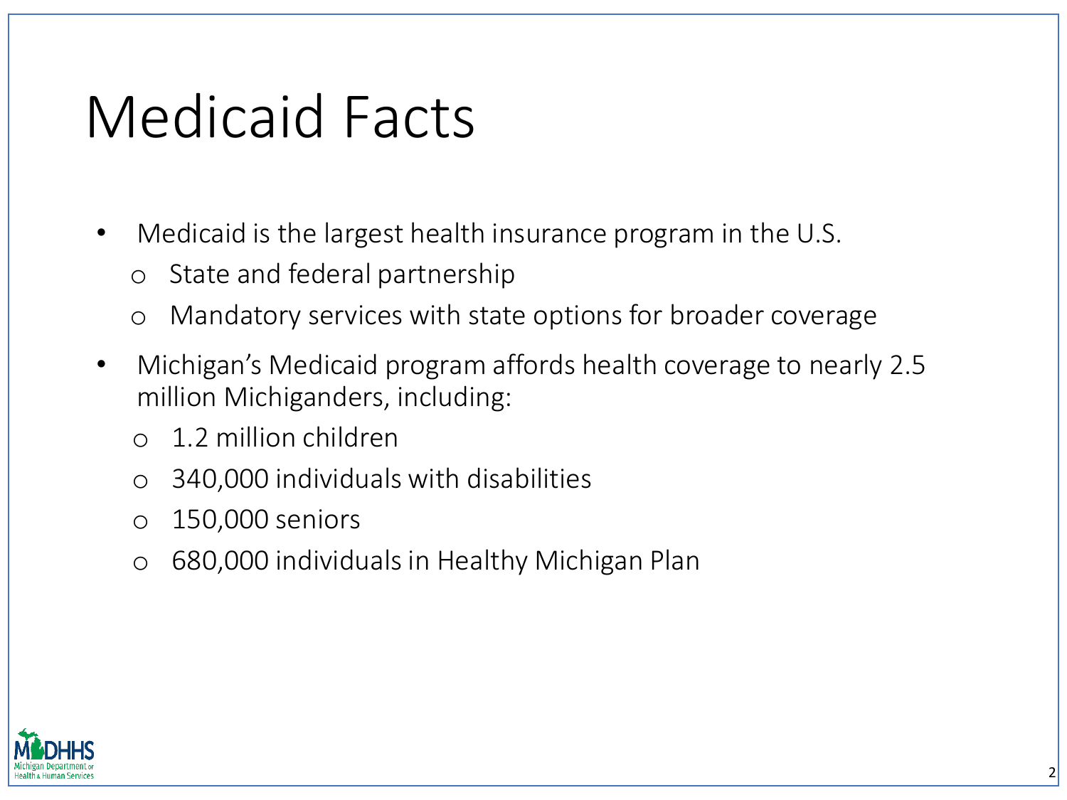# Medicaid Facts

- Medicaid is the largest health insurance program in the U.S.
  - State and federal partnership
  - Mandatory services with state options for broader coverage
- Michigan's Medicaid program affords health coverage to nearly 2.5 million Michiganders, including:
  - 1.2 million children
  - 340,000 individuals with disabilities
  - 150,000 seniors
  - 680,000 individuals in Healthy Michigan Plan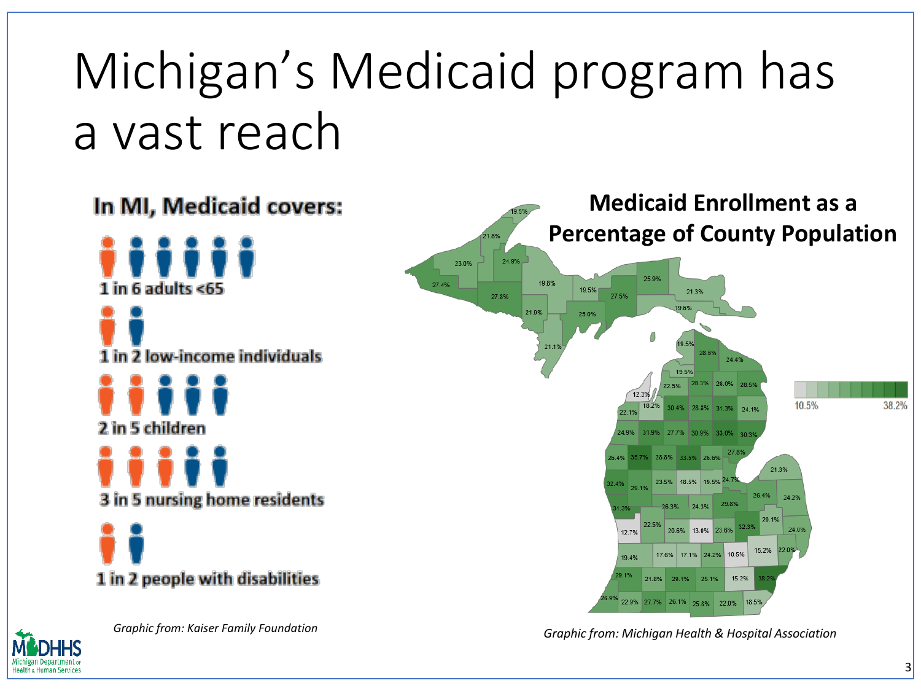# Michigan's Medicaid program has a vast reach

**In MI, Medicaid covers:**

- 1 in 6 adults <65
- 1 in 2 low-income individuals
- 2 in 5 children
- 3 in 5 nursing home residents
- 1 in 2 people with disabilities

*Graphic from: Kaiser Family Foundation*

**Medicaid Enrollment as a Percentage of County Population**

10.5% – 38.2%

*Graphic from: Michigan Health & Hospital Association*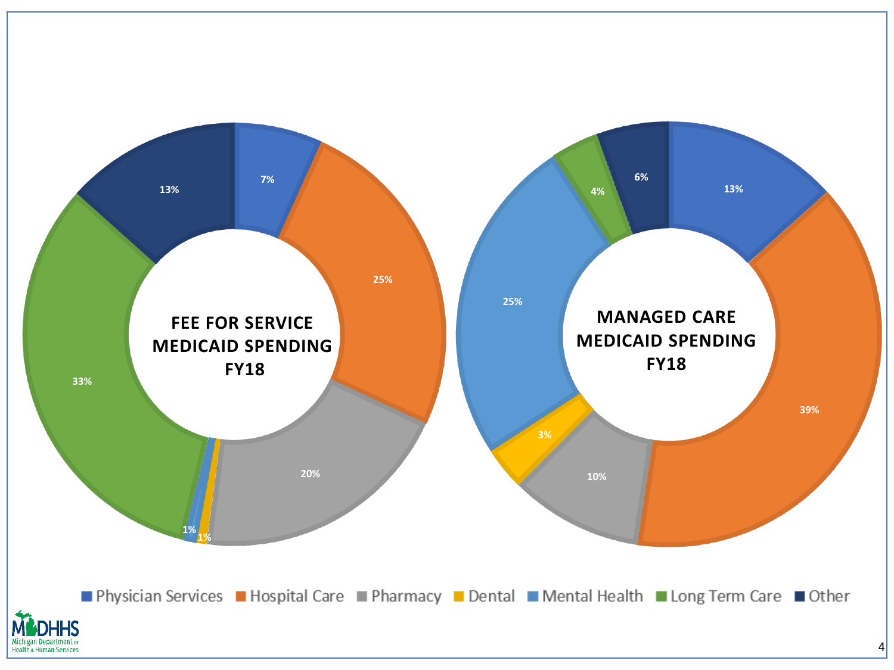**FEE FOR SERVICE MEDICAID SPENDING FY18**

| Category | Share |
| --- | --- |
| Physician Services | 7% |
| Hospital Care | 25% |
| Pharmacy | 20% |
| Dental | 1% |
| Mental Health | 1% |
| Long Term Care | 33% |
| Other | 13% |

**MANAGED CARE MEDICAID SPENDING FY18**

| Category | Share |
| --- | --- |
| Physician Services | 13% |
| Hospital Care | 39% |
| Pharmacy | 10% |
| Dental | 3% |
| Mental Health | 25% |
| Long Term Care | 4% |
| Other | 6% |

Physician Services · Hospital Care · Pharmacy · Dental · Mental Health · Long Term Care · Other

MDHHS Michigan Department of Health & Human Services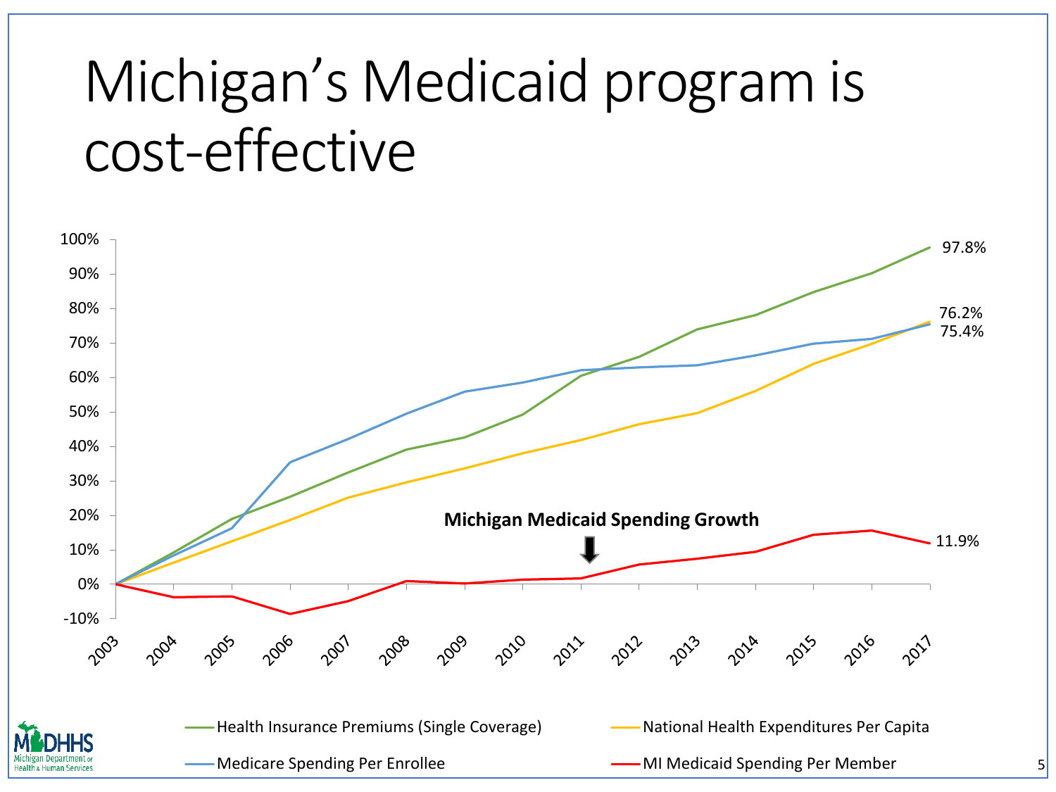# Michigan's Medicaid program is cost-effective

**Michigan Medicaid Spending Growth**

| | 2017 |
|---|---|
| Health Insurance Premiums (Single Coverage) | 97.8% |
| National Health Expenditures Per Capita | 76.2% |
| Medicare Spending Per Enrollee | 75.4% |
| MI Medicaid Spending Per Member | 11.9% |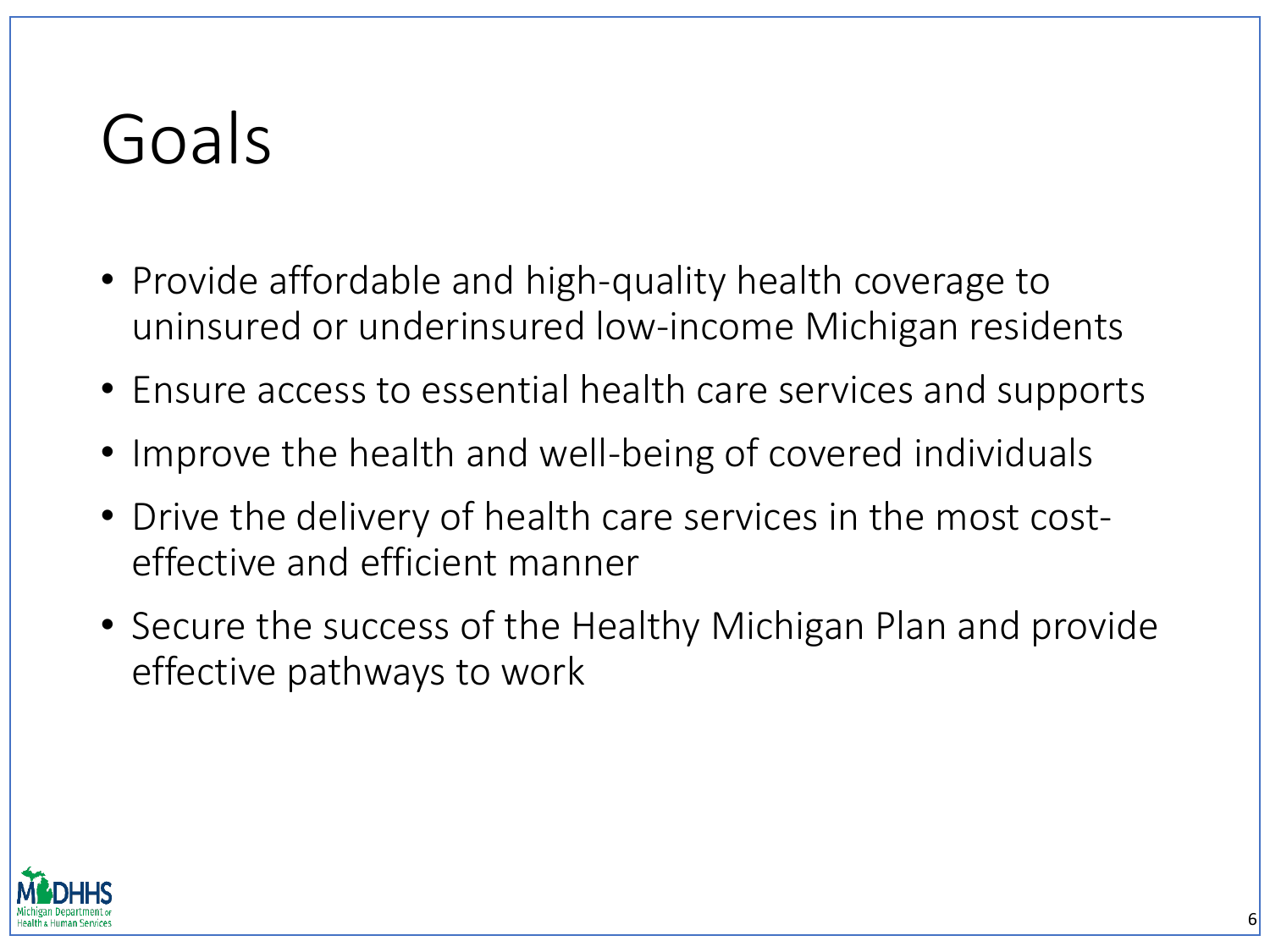# Goals

- Provide affordable and high-quality health coverage to uninsured or underinsured low-income Michigan residents
- Ensure access to essential health care services and supports
- Improve the health and well-being of covered individuals
- Drive the delivery of health care services in the most cost-effective and efficient manner
- Secure the success of the Healthy Michigan Plan and provide effective pathways to work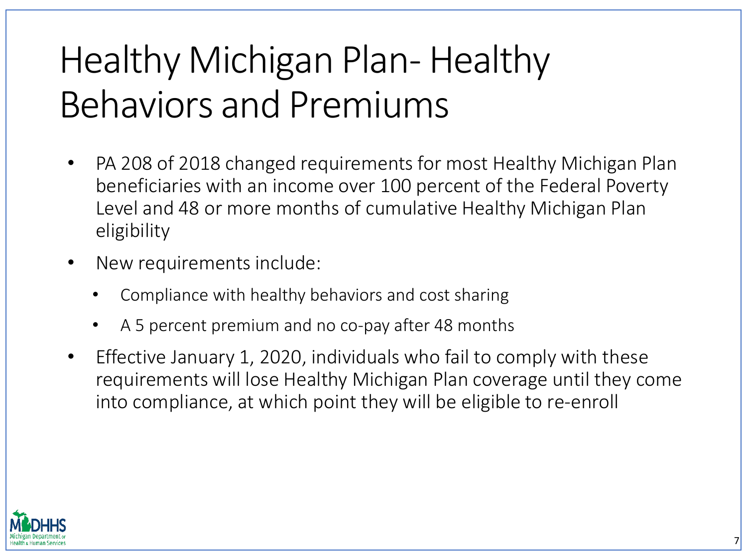# Healthy Michigan Plan- Healthy Behaviors and Premiums

- PA 208 of 2018 changed requirements for most Healthy Michigan Plan beneficiaries with an income over 100 percent of the Federal Poverty Level and 48 or more months of cumulative Healthy Michigan Plan eligibility
- New requirements include:
  - Compliance with healthy behaviors and cost sharing
  - A 5 percent premium and no co-pay after 48 months
- Effective January 1, 2020, individuals who fail to comply with these requirements will lose Healthy Michigan Plan coverage until they come into compliance, at which point they will be eligible to re-enroll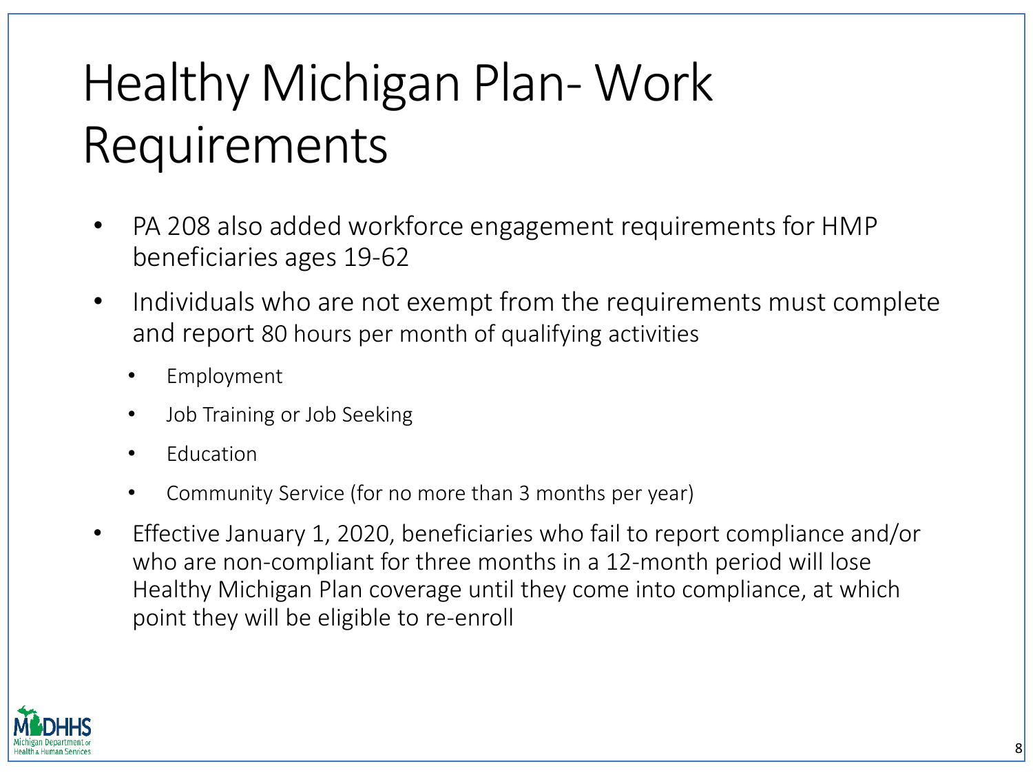# Healthy Michigan Plan- Work Requirements

- PA 208 also added workforce engagement requirements for HMP beneficiaries ages 19-62
- Individuals who are not exempt from the requirements must complete and report 80 hours per month of qualifying activities
  - Employment
  - Job Training or Job Seeking
  - Education
  - Community Service (for no more than 3 months per year)
- Effective January 1, 2020, beneficiaries who fail to report compliance and/or who are non-compliant for three months in a 12-month period will lose Healthy Michigan Plan coverage until they come into compliance, at which point they will be eligible to re-enroll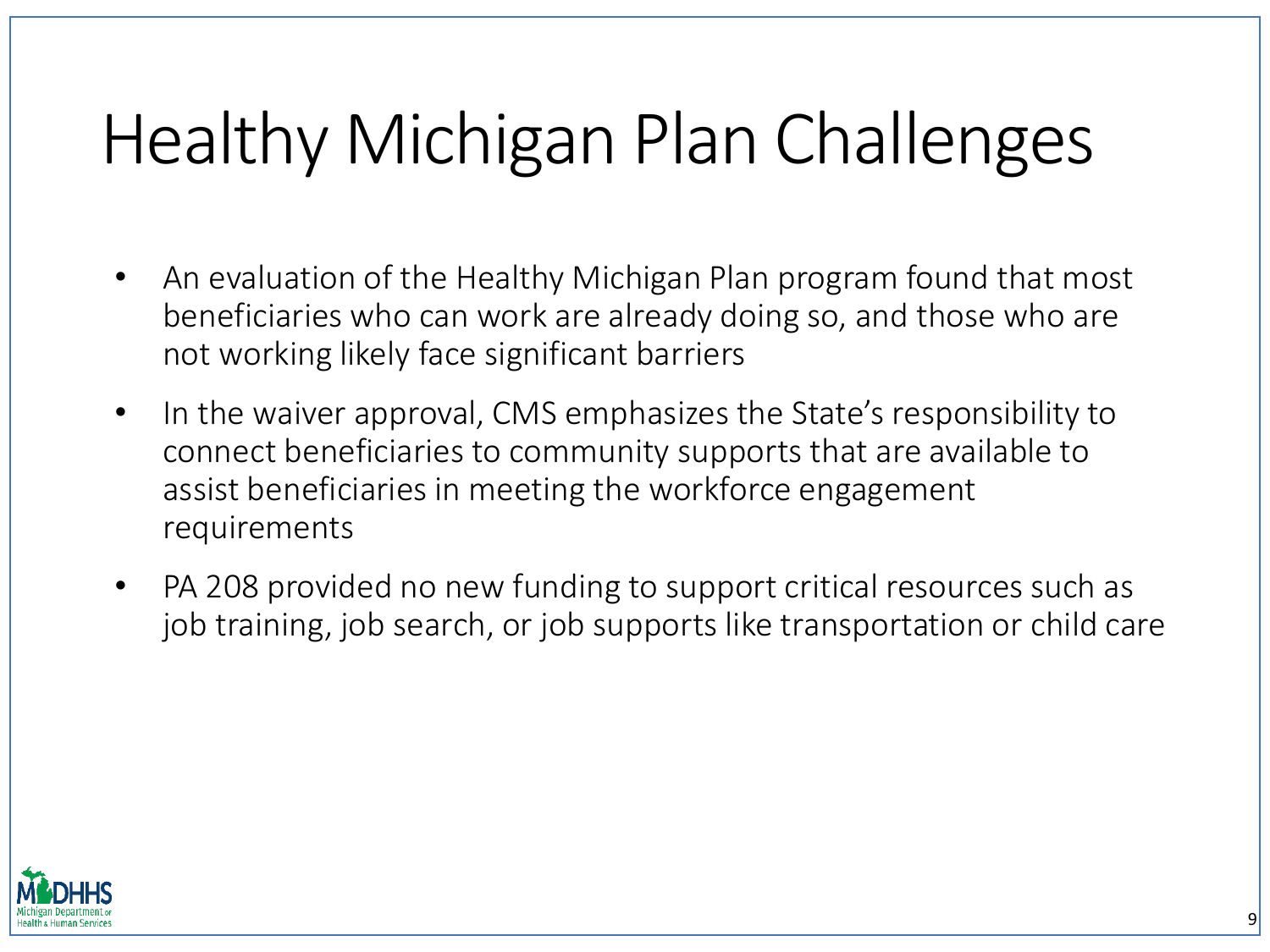# Healthy Michigan Plan Challenges

- An evaluation of the Healthy Michigan Plan program found that most beneficiaries who can work are already doing so, and those who are not working likely face significant barriers
- In the waiver approval, CMS emphasizes the State's responsibility to connect beneficiaries to community supports that are available to assist beneficiaries in meeting the workforce engagement requirements
- PA 208 provided no new funding to support critical resources such as job training, job search, or job supports like transportation or child care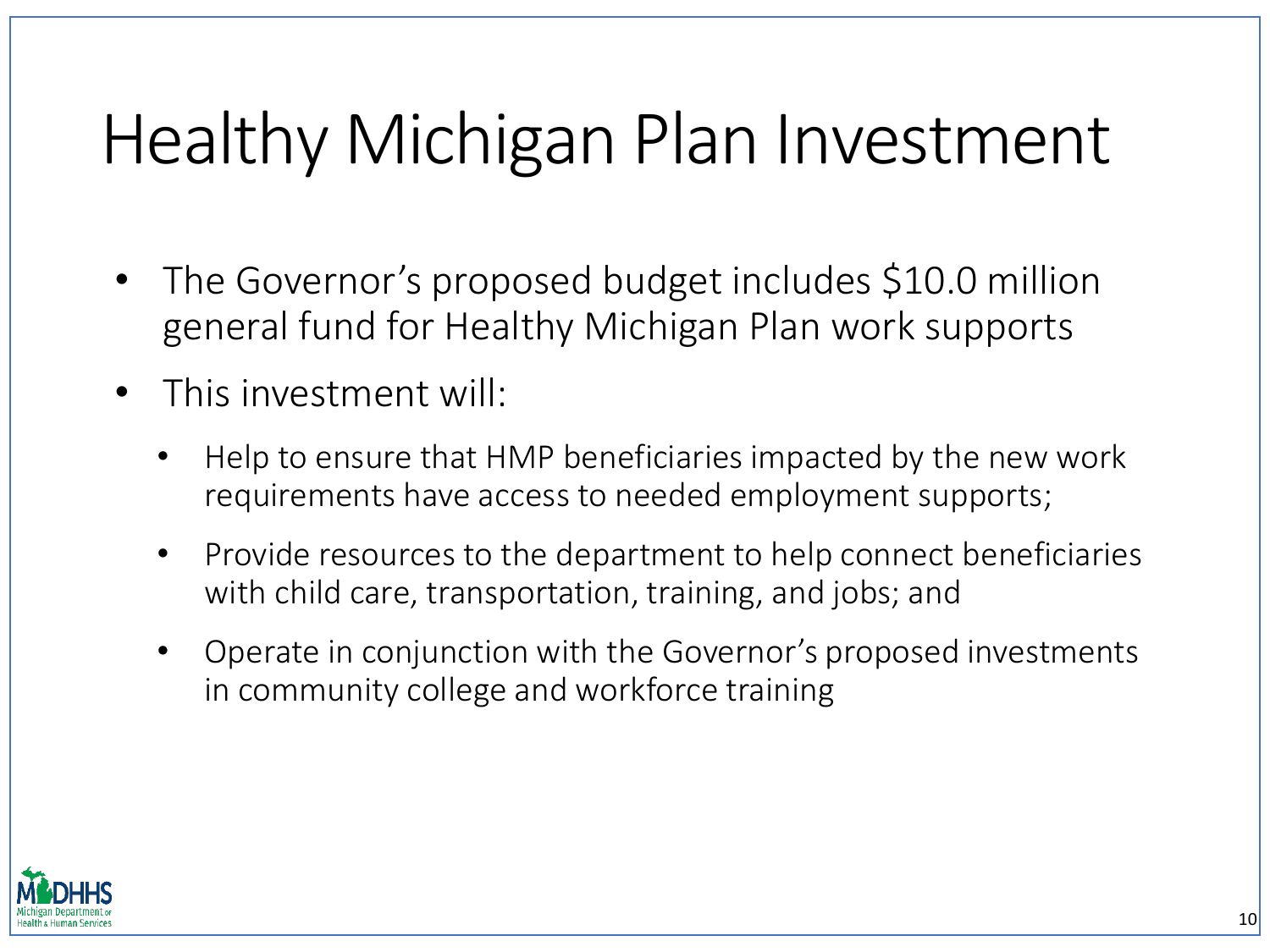# Healthy Michigan Plan Investment

- The Governor's proposed budget includes $10.0 million general fund for Healthy Michigan Plan work supports
- This investment will:
  - Help to ensure that HMP beneficiaries impacted by the new work requirements have access to needed employment supports;
  - Provide resources to the department to help connect beneficiaries with child care, transportation, training, and jobs; and
  - Operate in conjunction with the Governor's proposed investments in community college and workforce training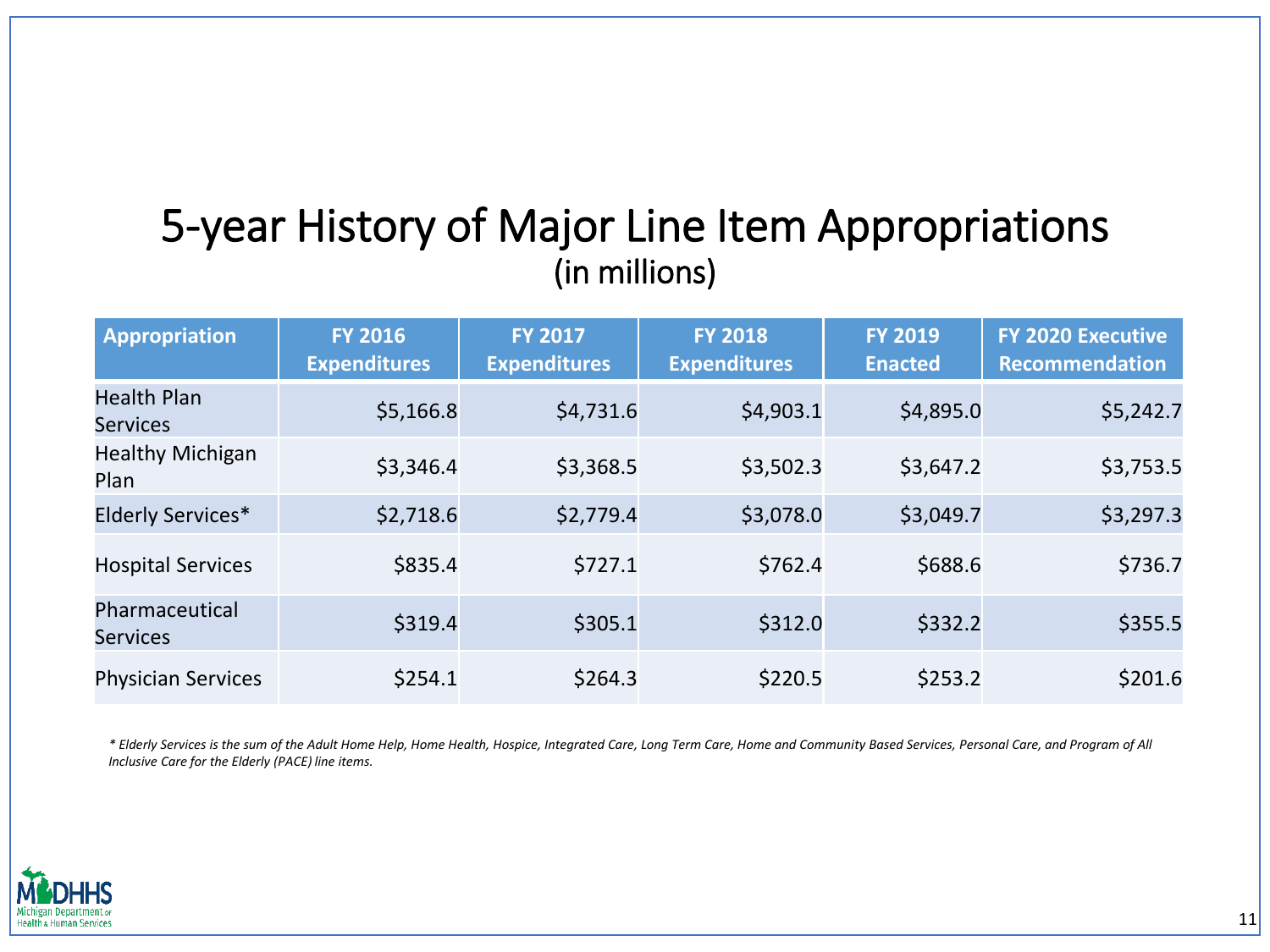# 5-year History of Major Line Item Appropriations
## (in millions)

| Appropriation | FY 2016 Expenditures | FY 2017 Expenditures | FY 2018 Expenditures | FY 2019 Enacted | FY 2020 Executive Recommendation |
|---|---|---|---|---|---|
| Health Plan Services | $5,166.8 | $4,731.6 | $4,903.1 | $4,895.0 | $5,242.7 |
| Healthy Michigan Plan | $3,346.4 | $3,368.5 | $3,502.3 | $3,647.2 | $3,753.5 |
| Elderly Services* | $2,718.6 | $2,779.4 | $3,078.0 | $3,049.7 | $3,297.3 |
| Hospital Services | $835.4 | $727.1 | $762.4 | $688.6 | $736.7 |
| Pharmaceutical Services | $319.4 | $305.1 | $312.0 | $332.2 | $355.5 |
| Physician Services | $254.1 | $264.3 | $220.5 | $253.2 | $201.6 |

*\* Elderly Services is the sum of the Adult Home Help, Home Health, Hospice, Integrated Care, Long Term Care, Home and Community Based Services, Personal Care, and Program of All Inclusive Care for the Elderly (PACE) line items.*

MDHHS Michigan Department of Health & Human Services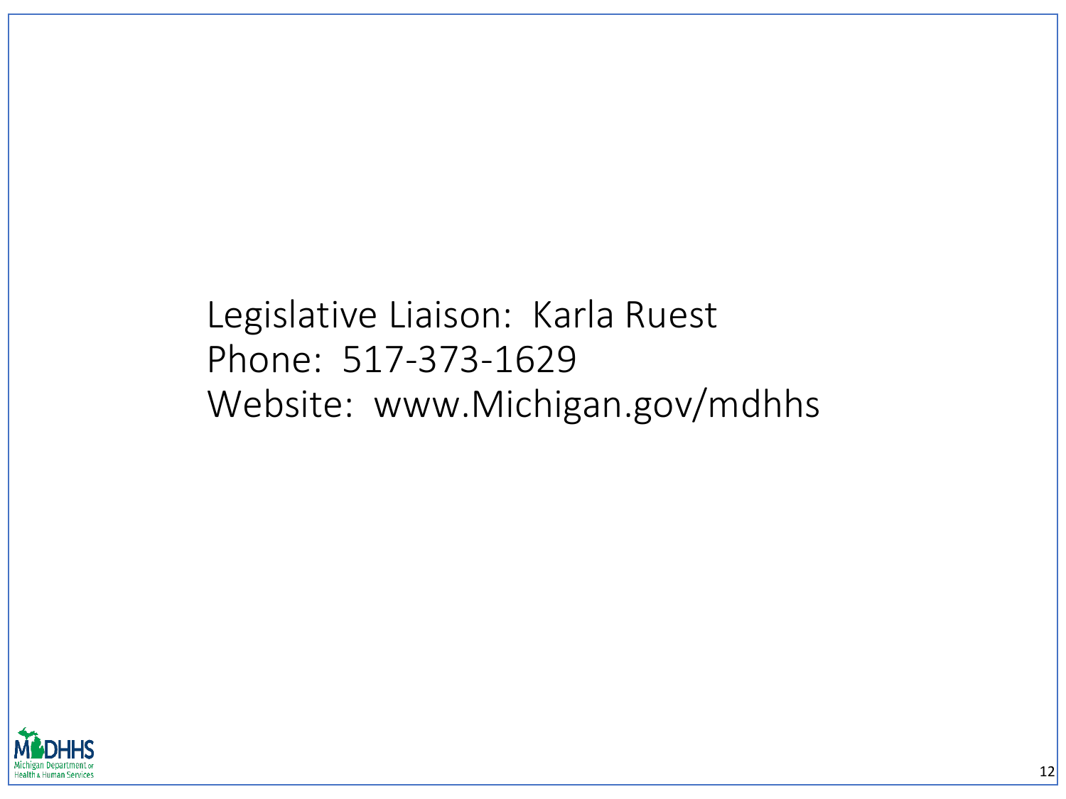Legislative Liaison: Karla Ruest
Phone: 517-373-1629
Website: www.Michigan.gov/mdhhs